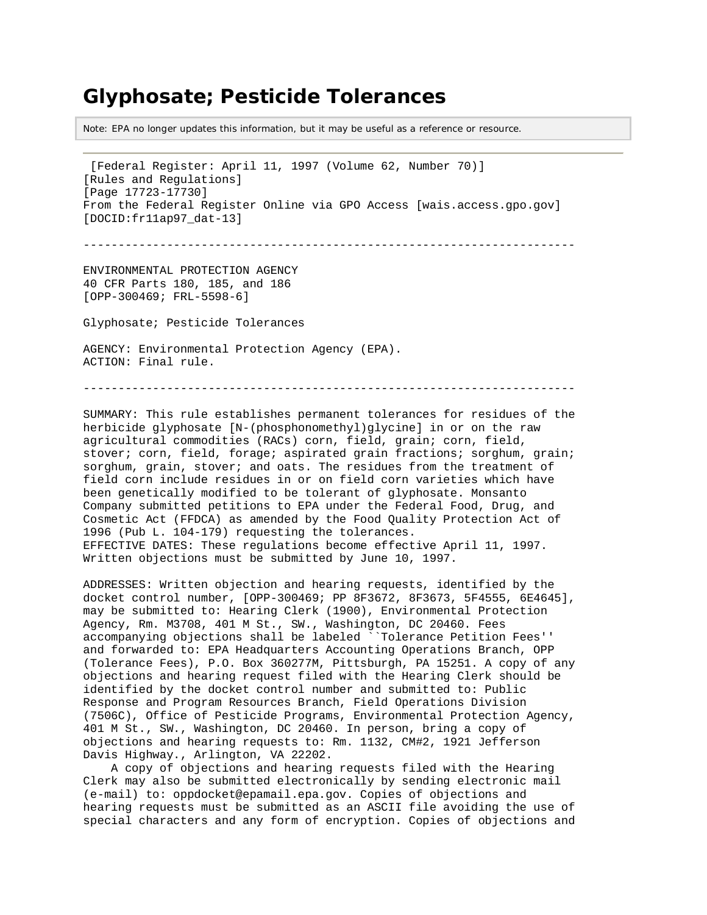# Glyphosate; Pesticide Tolerances

Note: EPA no longer updates this information, but it may be useful as a reference or resource.

---

[Federal Register: April 11, 1997 (Volume 62, Number 70)]
[Rules and Regulations]
[Page 17723-17730]
From the Federal Register Online via GPO Access [wais.access.gpo.gov]
[DOCID:fr11ap97_dat-13]

---

ENVIRONMENTAL PROTECTION AGENCY
40 CFR Parts 180, 185, and 186
[OPP-300469; FRL-5598-6]

Glyphosate; Pesticide Tolerances

AGENCY: Environmental Protection Agency (EPA).
ACTION: Final rule.

---

SUMMARY: This rule establishes permanent tolerances for residues of the herbicide glyphosate [N-(phosphonomethyl)glycine] in or on the raw agricultural commodities (RACs) corn, field, grain; corn, field, stover; corn, field, forage; aspirated grain fractions; sorghum, grain; sorghum, grain, stover; and oats. The residues from the treatment of field corn include residues in or on field corn varieties which have been genetically modified to be tolerant of glyphosate. Monsanto Company submitted petitions to EPA under the Federal Food, Drug, and Cosmetic Act (FFDCA) as amended by the Food Quality Protection Act of 1996 (Pub L. 104-179) requesting the tolerances.
EFFECTIVE DATES: These regulations become effective April 11, 1997. Written objections must be submitted by June 10, 1997.

ADDRESSES: Written objection and hearing requests, identified by the docket control number, [OPP-300469; PP 8F3672, 8F3673, 5F4555, 6E4645], may be submitted to: Hearing Clerk (1900), Environmental Protection Agency, Rm. M3708, 401 M St., SW., Washington, DC 20460. Fees accompanying objections shall be labeled ``Tolerance Petition Fees'' and forwarded to: EPA Headquarters Accounting Operations Branch, OPP (Tolerance Fees), P.O. Box 360277M, Pittsburgh, PA 15251. A copy of any objections and hearing request filed with the Hearing Clerk should be identified by the docket control number and submitted to: Public Response and Program Resources Branch, Field Operations Division (7506C), Office of Pesticide Programs, Environmental Protection Agency, 401 M St., SW., Washington, DC 20460. In person, bring a copy of objections and hearing requests to: Rm. 1132, CM#2, 1921 Jefferson Davis Highway., Arlington, VA 22202.

A copy of objections and hearing requests filed with the Hearing Clerk may also be submitted electronically by sending electronic mail (e-mail) to: oppdocket@epamail.epa.gov. Copies of objections and hearing requests must be submitted as an ASCII file avoiding the use of special characters and any form of encryption. Copies of objections and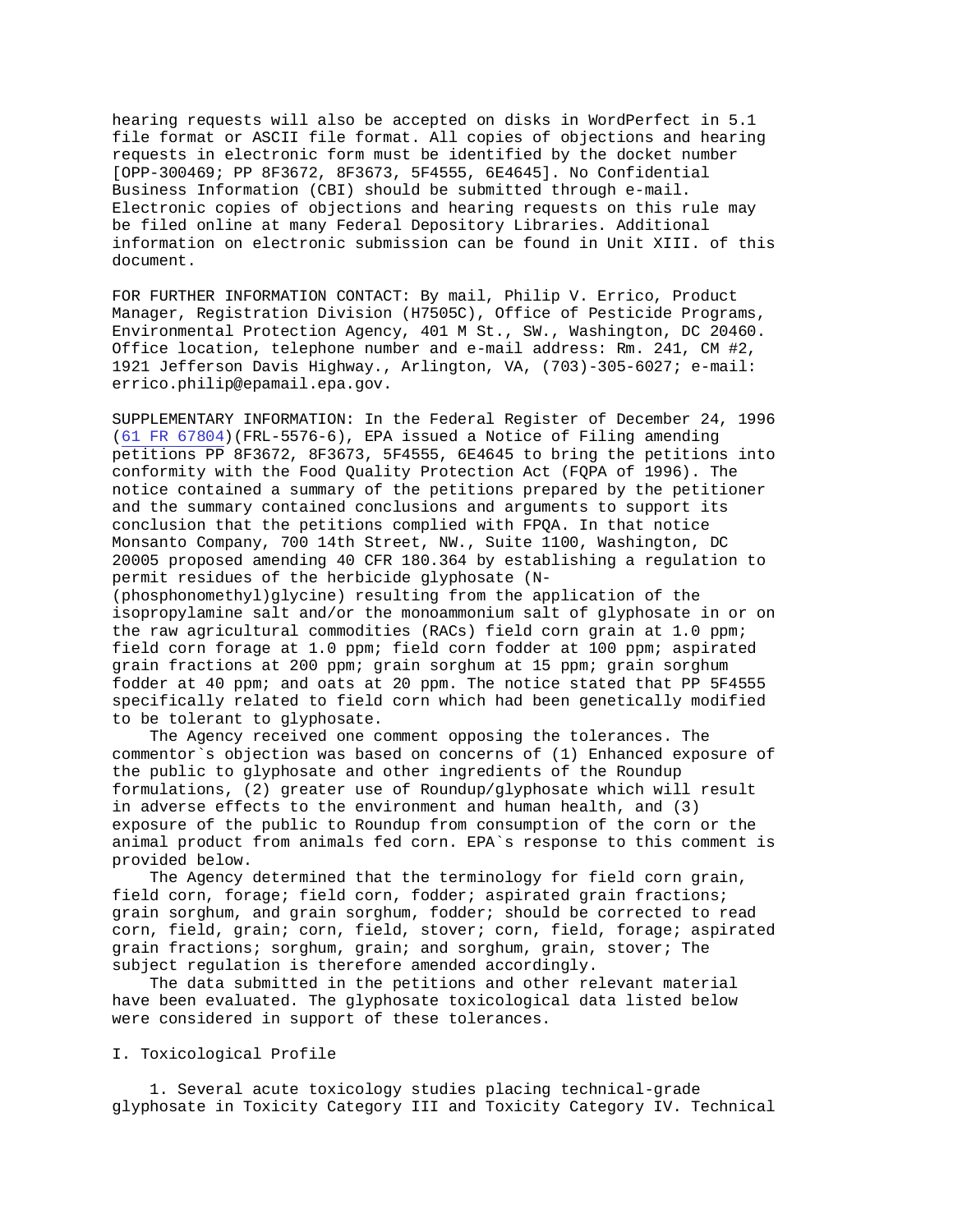hearing requests will also be accepted on disks in WordPerfect in 5.1 file format or ASCII file format. All copies of objections and hearing requests in electronic form must be identified by the docket number [OPP-300469; PP 8F3672, 8F3673, 5F4555, 6E4645]. No Confidential Business Information (CBI) should be submitted through e-mail. Electronic copies of objections and hearing requests on this rule may be filed online at many Federal Depository Libraries. Additional information on electronic submission can be found in Unit XIII. of this document.

FOR FURTHER INFORMATION CONTACT: By mail, Philip V. Errico, Product Manager, Registration Division (H7505C), Office of Pesticide Programs, Environmental Protection Agency, 401 M St., SW., Washington, DC 20460. Office location, telephone number and e-mail address: Rm. 241, CM #2, 1921 Jefferson Davis Highway., Arlington, VA, (703)-305-6027; e-mail: errico.philip@epamail.epa.gov.

SUPPLEMENTARY INFORMATION: In the Federal Register of December 24, 1996 (61 FR 67804)(FRL-5576-6), EPA issued a Notice of Filing amending petitions PP 8F3672, 8F3673, 5F4555, 6E4645 to bring the petitions into conformity with the Food Quality Protection Act (FQPA of 1996). The notice contained a summary of the petitions prepared by the petitioner and the summary contained conclusions and arguments to support its conclusion that the petitions complied with FPQA. In that notice Monsanto Company, 700 14th Street, NW., Suite 1100, Washington, DC 20005 proposed amending 40 CFR 180.364 by establishing a regulation to permit residues of the herbicide glyphosate (N-(phosphonomethyl)glycine) resulting from the application of the isopropylamine salt and/or the monoammonium salt of glyphosate in or on the raw agricultural commodities (RACs) field corn grain at 1.0 ppm; field corn forage at 1.0 ppm; field corn fodder at 100 ppm; aspirated grain fractions at 200 ppm; grain sorghum at 15 ppm; grain sorghum fodder at 40 ppm; and oats at 20 ppm. The notice stated that PP 5F4555 specifically related to field corn which had been genetically modified to be tolerant to glyphosate.

The Agency received one comment opposing the tolerances. The commentor`s objection was based on concerns of (1) Enhanced exposure of the public to glyphosate and other ingredients of the Roundup formulations, (2) greater use of Roundup/glyphosate which will result in adverse effects to the environment and human health, and (3) exposure of the public to Roundup from consumption of the corn or the animal product from animals fed corn. EPA`s response to this comment is provided below.

The Agency determined that the terminology for field corn grain, field corn, forage; field corn, fodder; aspirated grain fractions; grain sorghum, and grain sorghum, fodder; should be corrected to read corn, field, grain; corn, field, stover; corn, field, forage; aspirated grain fractions; sorghum, grain; and sorghum, grain, stover; The subject regulation is therefore amended accordingly.

The data submitted in the petitions and other relevant material have been evaluated. The glyphosate toxicological data listed below were considered in support of these tolerances.

## I. Toxicological Profile

1. Several acute toxicology studies placing technical-grade glyphosate in Toxicity Category III and Toxicity Category IV. Technical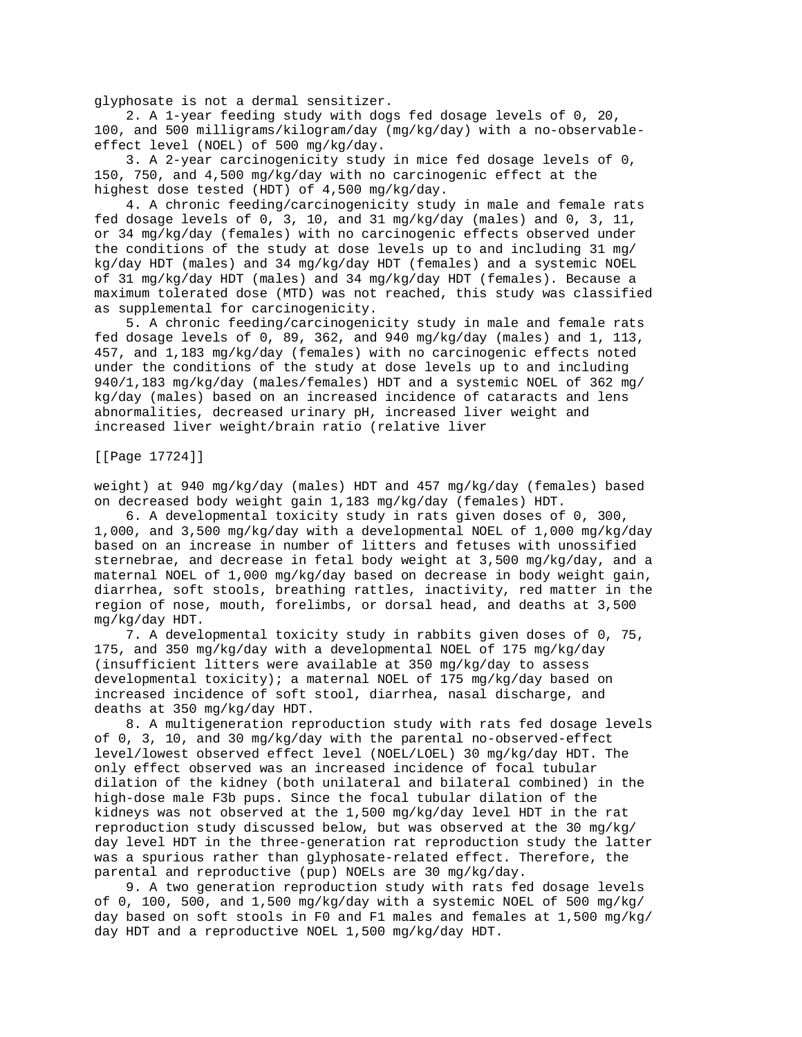glyphosate is not a dermal sensitizer.

2. A 1-year feeding study with dogs fed dosage levels of 0, 20, 100, and 500 milligrams/kilogram/day (mg/kg/day) with a no-observable-effect level (NOEL) of 500 mg/kg/day.

3. A 2-year carcinogenicity study in mice fed dosage levels of 0, 150, 750, and 4,500 mg/kg/day with no carcinogenic effect at the highest dose tested (HDT) of 4,500 mg/kg/day.

4. A chronic feeding/carcinogenicity study in male and female rats fed dosage levels of 0, 3, 10, and 31 mg/kg/day (males) and 0, 3, 11, or 34 mg/kg/day (females) with no carcinogenic effects observed under the conditions of the study at dose levels up to and including 31 mg/kg/day HDT (males) and 34 mg/kg/day HDT (females) and a systemic NOEL of 31 mg/kg/day HDT (males) and 34 mg/kg/day HDT (females). Because a maximum tolerated dose (MTD) was not reached, this study was classified as supplemental for carcinogenicity.

5. A chronic feeding/carcinogenicity study in male and female rats fed dosage levels of 0, 89, 362, and 940 mg/kg/day (males) and 1, 113, 457, and 1,183 mg/kg/day (females) with no carcinogenic effects noted under the conditions of the study at dose levels up to and including 940/1,183 mg/kg/day (males/females) HDT and a systemic NOEL of 362 mg/kg/day (males) based on an increased incidence of cataracts and lens abnormalities, decreased urinary pH, increased liver weight and increased liver weight/brain ratio (relative liver weight) at 940 mg/kg/day (males) HDT and 457 mg/kg/day (females) based on decreased body weight gain 1,183 mg/kg/day (females) HDT.

6. A developmental toxicity study in rats given doses of 0, 300, 1,000, and 3,500 mg/kg/day with a developmental NOEL of 1,000 mg/kg/day based on an increase in number of litters and fetuses with unossified sternebrae, and decrease in fetal body weight at 3,500 mg/kg/day, and a maternal NOEL of 1,000 mg/kg/day based on decrease in body weight gain, diarrhea, soft stools, breathing rattles, inactivity, red matter in the region of nose, mouth, forelimbs, or dorsal head, and deaths at 3,500 mg/kg/day HDT.

7. A developmental toxicity study in rabbits given doses of 0, 75, 175, and 350 mg/kg/day with a developmental NOEL of 175 mg/kg/day (insufficient litters were available at 350 mg/kg/day to assess developmental toxicity); a maternal NOEL of 175 mg/kg/day based on increased incidence of soft stool, diarrhea, nasal discharge, and deaths at 350 mg/kg/day HDT.

8. A multigeneration reproduction study with rats fed dosage levels of 0, 3, 10, and 30 mg/kg/day with the parental no-observed-effect level/lowest observed effect level (NOEL/LOEL) 30 mg/kg/day HDT. The only effect observed was an increased incidence of focal tubular dilation of the kidney (both unilateral and bilateral combined) in the high-dose male F3b pups. Since the focal tubular dilation of the kidneys was not observed at the 1,500 mg/kg/day level HDT in the rat reproduction study discussed below, but was observed at the 30 mg/kg/day level HDT in the three-generation rat reproduction study the latter was a spurious rather than glyphosate-related effect. Therefore, the parental and reproductive (pup) NOELs are 30 mg/kg/day.

9. A two generation reproduction study with rats fed dosage levels of 0, 100, 500, and 1,500 mg/kg/day with a systemic NOEL of 500 mg/kg/day based on soft stools in F0 and F1 males and females at 1,500 mg/kg/day HDT and a reproductive NOEL 1,500 mg/kg/day HDT.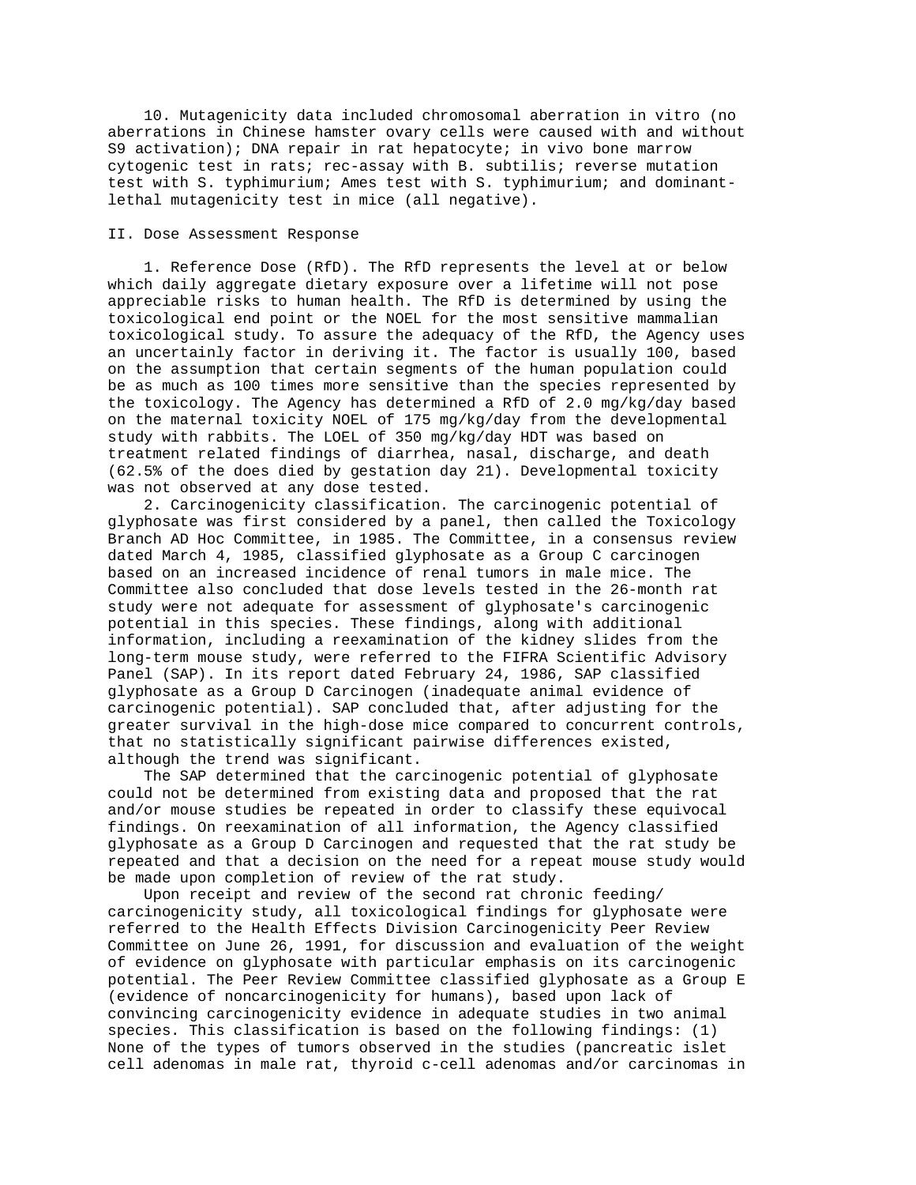10. Mutagenicity data included chromosomal aberration in vitro (no aberrations in Chinese hamster ovary cells were caused with and without S9 activation); DNA repair in rat hepatocyte; in vivo bone marrow cytogenic test in rats; rec-assay with B. subtilis; reverse mutation test with S. typhimurium; Ames test with S. typhimurium; and dominant-lethal mutagenicity test in mice (all negative).

## II. Dose Assessment Response

1. Reference Dose (RfD). The RfD represents the level at or below which daily aggregate dietary exposure over a lifetime will not pose appreciable risks to human health. The RfD is determined by using the toxicological end point or the NOEL for the most sensitive mammalian toxicological study. To assure the adequacy of the RfD, the Agency uses an uncertainly factor in deriving it. The factor is usually 100, based on the assumption that certain segments of the human population could be as much as 100 times more sensitive than the species represented by the toxicology. The Agency has determined a RfD of 2.0 mg/kg/day based on the maternal toxicity NOEL of 175 mg/kg/day from the developmental study with rabbits. The LOEL of 350 mg/kg/day HDT was based on treatment related findings of diarrhea, nasal, discharge, and death (62.5% of the does died by gestation day 21). Developmental toxicity was not observed at any dose tested.

2. Carcinogenicity classification. The carcinogenic potential of glyphosate was first considered by a panel, then called the Toxicology Branch AD Hoc Committee, in 1985. The Committee, in a consensus review dated March 4, 1985, classified glyphosate as a Group C carcinogen based on an increased incidence of renal tumors in male mice. The Committee also concluded that dose levels tested in the 26-month rat study were not adequate for assessment of glyphosate's carcinogenic potential in this species. These findings, along with additional information, including a reexamination of the kidney slides from the long-term mouse study, were referred to the FIFRA Scientific Advisory Panel (SAP). In its report dated February 24, 1986, SAP classified glyphosate as a Group D Carcinogen (inadequate animal evidence of carcinogenic potential). SAP concluded that, after adjusting for the greater survival in the high-dose mice compared to concurrent controls, that no statistically significant pairwise differences existed, although the trend was significant.

The SAP determined that the carcinogenic potential of glyphosate could not be determined from existing data and proposed that the rat and/or mouse studies be repeated in order to classify these equivocal findings. On reexamination of all information, the Agency classified glyphosate as a Group D Carcinogen and requested that the rat study be repeated and that a decision on the need for a repeat mouse study would be made upon completion of review of the rat study.

Upon receipt and review of the second rat chronic feeding/ carcinogenicity study, all toxicological findings for glyphosate were referred to the Health Effects Division Carcinogenicity Peer Review Committee on June 26, 1991, for discussion and evaluation of the weight of evidence on glyphosate with particular emphasis on its carcinogenic potential. The Peer Review Committee classified glyphosate as a Group E (evidence of noncarcinogenicity for humans), based upon lack of convincing carcinogenicity evidence in adequate studies in two animal species. This classification is based on the following findings: (1) None of the types of tumors observed in the studies (pancreatic islet cell adenomas in male rat, thyroid c-cell adenomas and/or carcinomas in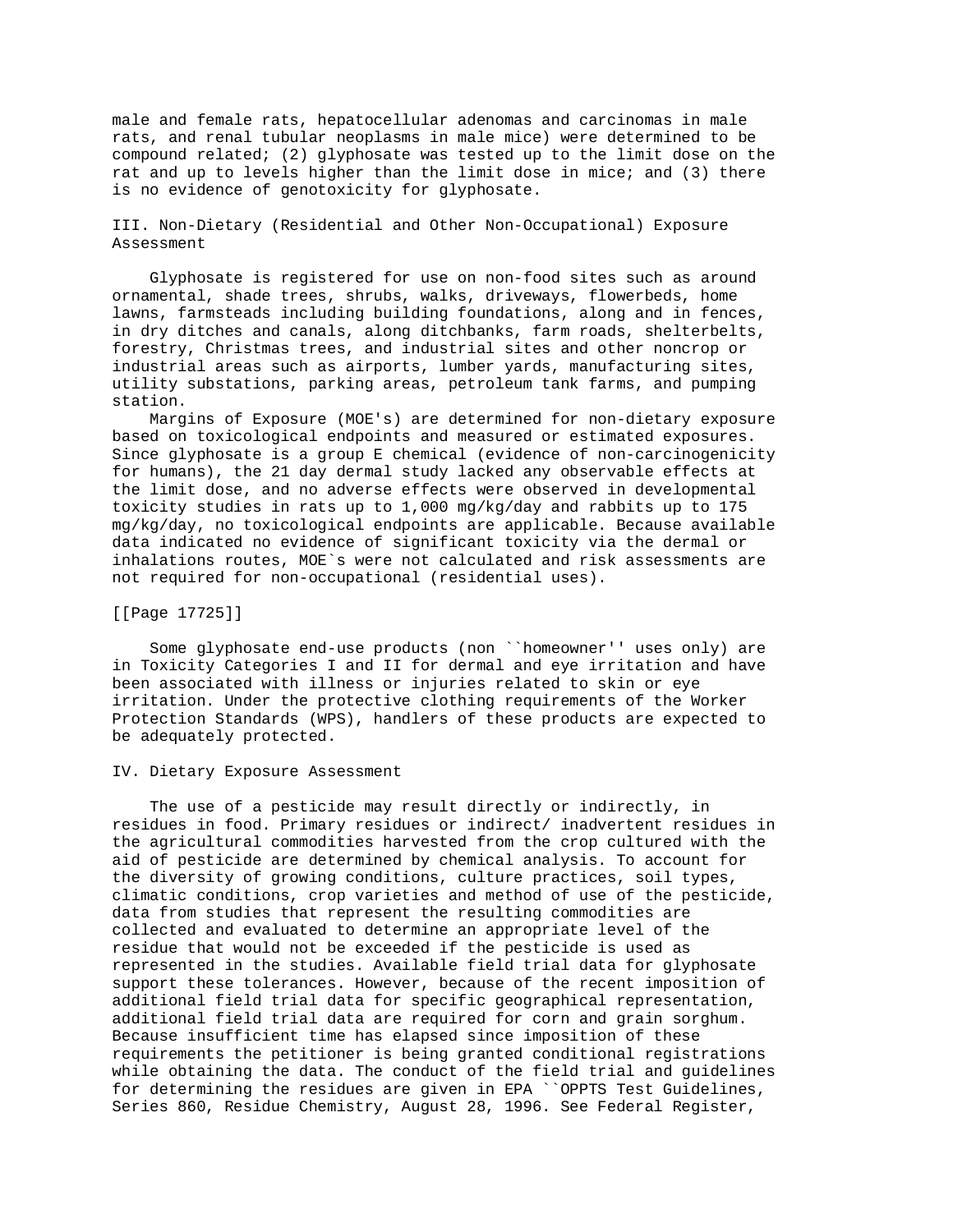male and female rats, hepatocellular adenomas and carcinomas in male rats, and renal tubular neoplasms in male mice) were determined to be compound related; (2) glyphosate was tested up to the limit dose on the rat and up to levels higher than the limit dose in mice; and (3) there is no evidence of genotoxicity for glyphosate.

## III. Non-Dietary (Residential and Other Non-Occupational) Exposure Assessment

Glyphosate is registered for use on non-food sites such as around ornamental, shade trees, shrubs, walks, driveways, flowerbeds, home lawns, farmsteads including building foundations, along and in fences, in dry ditches and canals, along ditchbanks, farm roads, shelterbelts, forestry, Christmas trees, and industrial sites and other noncrop or industrial areas such as airports, lumber yards, manufacturing sites, utility substations, parking areas, petroleum tank farms, and pumping station.

Margins of Exposure (MOE's) are determined for non-dietary exposure based on toxicological endpoints and measured or estimated exposures. Since glyphosate is a group E chemical (evidence of non-carcinogenicity for humans), the 21 day dermal study lacked any observable effects at the limit dose, and no adverse effects were observed in developmental toxicity studies in rats up to 1,000 mg/kg/day and rabbits up to 175 mg/kg/day, no toxicological endpoints are applicable. Because available data indicated no evidence of significant toxicity via the dermal or inhalations routes, MOE`s were not calculated and risk assessments are not required for non-occupational (residential uses).

[[Page 17725]]

Some glyphosate end-use products (non ``homeowner'' uses only) are in Toxicity Categories I and II for dermal and eye irritation and have been associated with illness or injuries related to skin or eye irritation. Under the protective clothing requirements of the Worker Protection Standards (WPS), handlers of these products are expected to be adequately protected.

## IV. Dietary Exposure Assessment

The use of a pesticide may result directly or indirectly, in residues in food. Primary residues or indirect/ inadvertent residues in the agricultural commodities harvested from the crop cultured with the aid of pesticide are determined by chemical analysis. To account for the diversity of growing conditions, culture practices, soil types, climatic conditions, crop varieties and method of use of the pesticide, data from studies that represent the resulting commodities are collected and evaluated to determine an appropriate level of the residue that would not be exceeded if the pesticide is used as represented in the studies. Available field trial data for glyphosate support these tolerances. However, because of the recent imposition of additional field trial data for specific geographical representation, additional field trial data are required for corn and grain sorghum. Because insufficient time has elapsed since imposition of these requirements the petitioner is being granted conditional registrations while obtaining the data. The conduct of the field trial and guidelines for determining the residues are given in EPA ``OPPTS Test Guidelines, Series 860, Residue Chemistry, August 28, 1996. See Federal Register,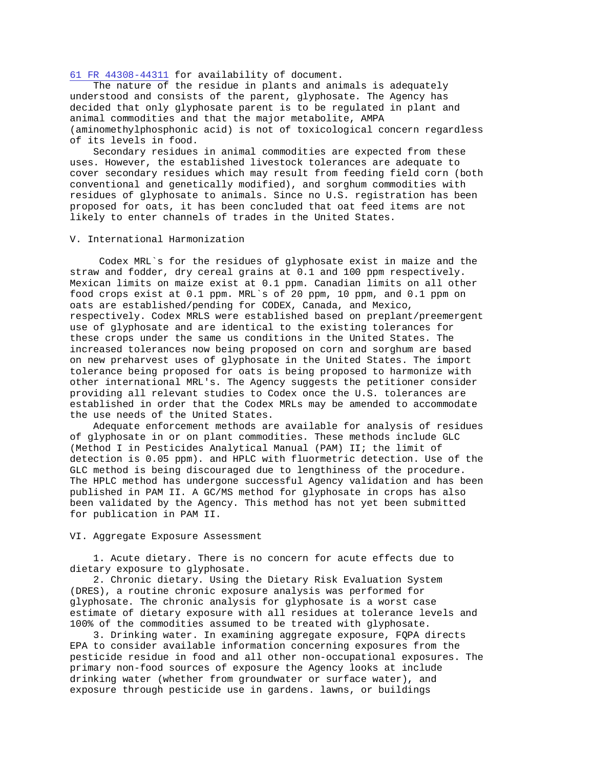61 FR 44308-44311 for availability of document.

The nature of the residue in plants and animals is adequately understood and consists of the parent, glyphosate. The Agency has decided that only glyphosate parent is to be regulated in plant and animal commodities and that the major metabolite, AMPA (aminomethylphosphonic acid) is not of toxicological concern regardless of its levels in food.

Secondary residues in animal commodities are expected from these uses. However, the established livestock tolerances are adequate to cover secondary residues which may result from feeding field corn (both conventional and genetically modified), and sorghum commodities with residues of glyphosate to animals. Since no U.S. registration has been proposed for oats, it has been concluded that oat feed items are not likely to enter channels of trades in the United States.

## V. International Harmonization

Codex MRL`s for the residues of glyphosate exist in maize and the straw and fodder, dry cereal grains at 0.1 and 100 ppm respectively. Mexican limits on maize exist at 0.1 ppm. Canadian limits on all other food crops exist at 0.1 ppm. MRL`s of 20 ppm, 10 ppm, and 0.1 ppm on oats are established/pending for CODEX, Canada, and Mexico, respectively. Codex MRLS were established based on preplant/preemergent use of glyphosate and are identical to the existing tolerances for these crops under the same us conditions in the United States. The increased tolerances now being proposed on corn and sorghum are based on new preharvest uses of glyphosate in the United States. The import tolerance being proposed for oats is being proposed to harmonize with other international MRL's. The Agency suggests the petitioner consider providing all relevant studies to Codex once the U.S. tolerances are established in order that the Codex MRLs may be amended to accommodate the use needs of the United States.

Adequate enforcement methods are available for analysis of residues of glyphosate in or on plant commodities. These methods include GLC (Method I in Pesticides Analytical Manual (PAM) II; the limit of detection is 0.05 ppm). and HPLC with fluormetric detection. Use of the GLC method is being discouraged due to lengthiness of the procedure. The HPLC method has undergone successful Agency validation and has been published in PAM II. A GC/MS method for glyphosate in crops has also been validated by the Agency. This method has not yet been submitted for publication in PAM II.

## VI. Aggregate Exposure Assessment

1. Acute dietary. There is no concern for acute effects due to dietary exposure to glyphosate.

2. Chronic dietary. Using the Dietary Risk Evaluation System (DRES), a routine chronic exposure analysis was performed for glyphosate. The chronic analysis for glyphosate is a worst case estimate of dietary exposure with all residues at tolerance levels and 100% of the commodities assumed to be treated with glyphosate.

3. Drinking water. In examining aggregate exposure, FQPA directs EPA to consider available information concerning exposures from the pesticide residue in food and all other non-occupational exposures. The primary non-food sources of exposure the Agency looks at include drinking water (whether from groundwater or surface water), and exposure through pesticide use in gardens. lawns, or buildings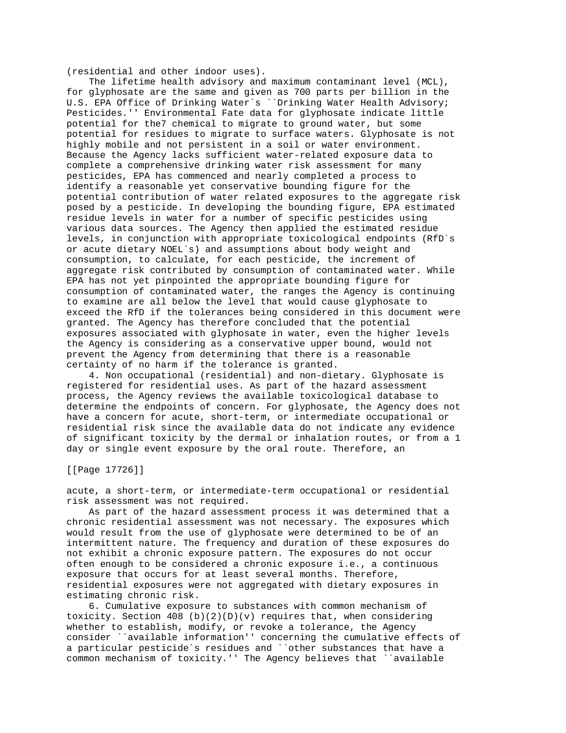(residential and other indoor uses).

The lifetime health advisory and maximum contaminant level (MCL), for glyphosate are the same and given as 700 parts per billion in the U.S. EPA Office of Drinking Water`s ``Drinking Water Health Advisory; Pesticides.'' Environmental Fate data for glyphosate indicate little potential for the7 chemical to migrate to ground water, but some potential for residues to migrate to surface waters. Glyphosate is not highly mobile and not persistent in a soil or water environment. Because the Agency lacks sufficient water-related exposure data to complete a comprehensive drinking water risk assessment for many pesticides, EPA has commenced and nearly completed a process to identify a reasonable yet conservative bounding figure for the potential contribution of water related exposures to the aggregate risk posed by a pesticide. In developing the bounding figure, EPA estimated residue levels in water for a number of specific pesticides using various data sources. The Agency then applied the estimated residue levels, in conjunction with appropriate toxicological endpoints (RfD`s or acute dietary NOEL`s) and assumptions about body weight and consumption, to calculate, for each pesticide, the increment of aggregate risk contributed by consumption of contaminated water. While EPA has not yet pinpointed the appropriate bounding figure for consumption of contaminated water, the ranges the Agency is continuing to examine are all below the level that would cause glyphosate to exceed the RfD if the tolerances being considered in this document were granted. The Agency has therefore concluded that the potential exposures associated with glyphosate in water, even the higher levels the Agency is considering as a conservative upper bound, would not prevent the Agency from determining that there is a reasonable certainty of no harm if the tolerance is granted.

4. Non occupational (residential) and non-dietary. Glyphosate is registered for residential uses. As part of the hazard assessment process, the Agency reviews the available toxicological database to determine the endpoints of concern. For glyphosate, the Agency does not have a concern for acute, short-term, or intermediate occupational or residential risk since the available data do not indicate any evidence of significant toxicity by the dermal or inhalation routes, or from a 1 day or single event exposure by the oral route. Therefore, an

[[Page 17726]]

acute, a short-term, or intermediate-term occupational or residential risk assessment was not required.

As part of the hazard assessment process it was determined that a chronic residential assessment was not necessary. The exposures which would result from the use of glyphosate were determined to be of an intermittent nature. The frequency and duration of these exposures do not exhibit a chronic exposure pattern. The exposures do not occur often enough to be considered a chronic exposure i.e., a continuous exposure that occurs for at least several months. Therefore, residential exposures were not aggregated with dietary exposures in estimating chronic risk.

6. Cumulative exposure to substances with common mechanism of toxicity. Section 408 (b)(2)(D)(v) requires that, when considering whether to establish, modify, or revoke a tolerance, the Agency consider ``available information'' concerning the cumulative effects of a particular pesticide`s residues and ``other substances that have a common mechanism of toxicity.'' The Agency believes that ``available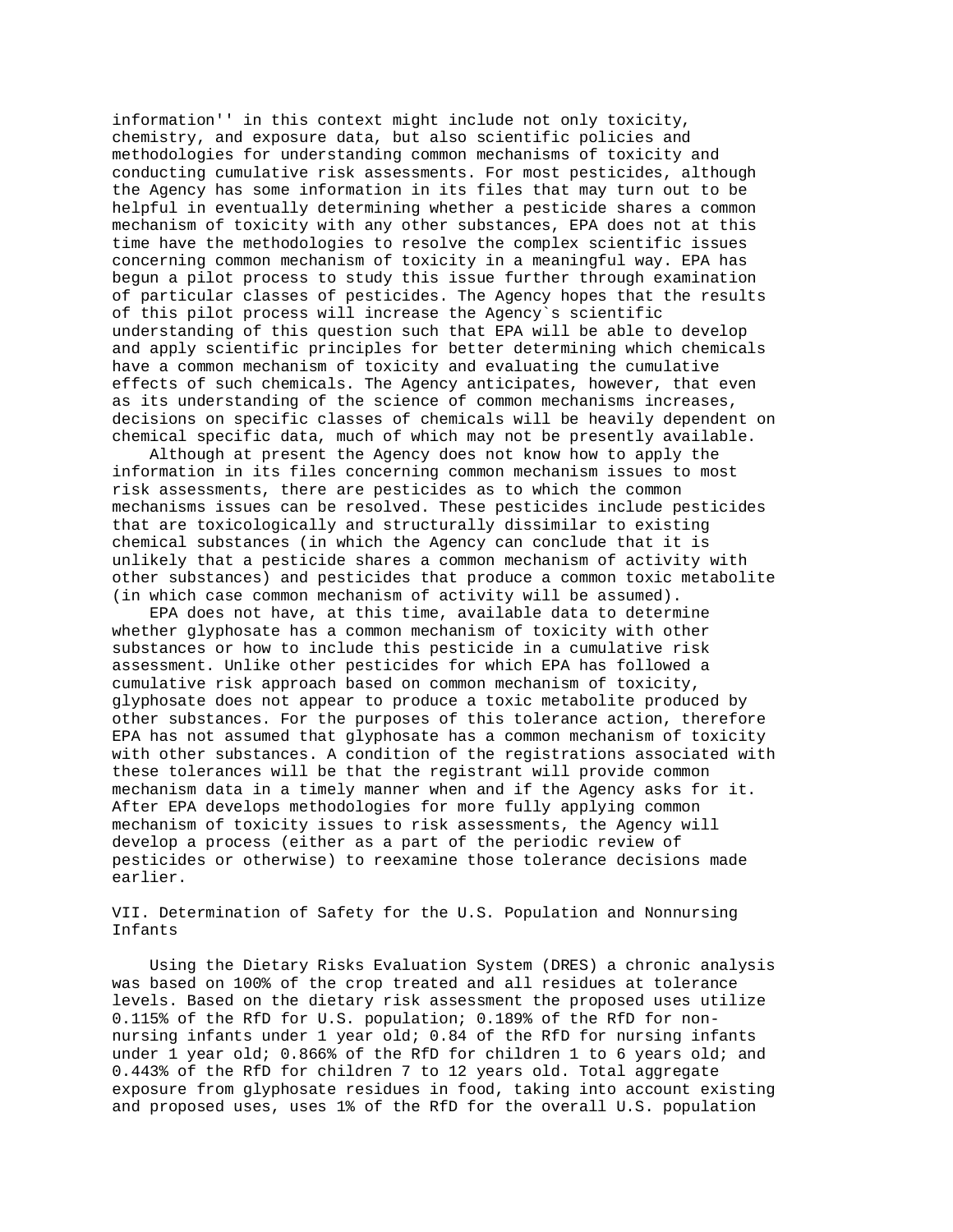information'' in this context might include not only toxicity, chemistry, and exposure data, but also scientific policies and methodologies for understanding common mechanisms of toxicity and conducting cumulative risk assessments. For most pesticides, although the Agency has some information in its files that may turn out to be helpful in eventually determining whether a pesticide shares a common mechanism of toxicity with any other substances, EPA does not at this time have the methodologies to resolve the complex scientific issues concerning common mechanism of toxicity in a meaningful way. EPA has begun a pilot process to study this issue further through examination of particular classes of pesticides. The Agency hopes that the results of this pilot process will increase the Agency`s scientific understanding of this question such that EPA will be able to develop and apply scientific principles for better determining which chemicals have a common mechanism of toxicity and evaluating the cumulative effects of such chemicals. The Agency anticipates, however, that even as its understanding of the science of common mechanisms increases, decisions on specific classes of chemicals will be heavily dependent on chemical specific data, much of which may not be presently available.

Although at present the Agency does not know how to apply the information in its files concerning common mechanism issues to most risk assessments, there are pesticides as to which the common mechanisms issues can be resolved. These pesticides include pesticides that are toxicologically and structurally dissimilar to existing chemical substances (in which the Agency can conclude that it is unlikely that a pesticide shares a common mechanism of activity with other substances) and pesticides that produce a common toxic metabolite (in which case common mechanism of activity will be assumed).

EPA does not have, at this time, available data to determine whether glyphosate has a common mechanism of toxicity with other substances or how to include this pesticide in a cumulative risk assessment. Unlike other pesticides for which EPA has followed a cumulative risk approach based on common mechanism of toxicity, glyphosate does not appear to produce a toxic metabolite produced by other substances. For the purposes of this tolerance action, therefore EPA has not assumed that glyphosate has a common mechanism of toxicity with other substances. A condition of the registrations associated with these tolerances will be that the registrant will provide common mechanism data in a timely manner when and if the Agency asks for it. After EPA develops methodologies for more fully applying common mechanism of toxicity issues to risk assessments, the Agency will develop a process (either as a part of the periodic review of pesticides or otherwise) to reexamine those tolerance decisions made earlier.

## VII. Determination of Safety for the U.S. Population and Nonnursing Infants

Using the Dietary Risks Evaluation System (DRES) a chronic analysis was based on 100% of the crop treated and all residues at tolerance levels. Based on the dietary risk assessment the proposed uses utilize 0.115% of the RfD for U.S. population; 0.189% of the RfD for non-nursing infants under 1 year old; 0.84 of the RfD for nursing infants under 1 year old; 0.866% of the RfD for children 1 to 6 years old; and 0.443% of the RfD for children 7 to 12 years old. Total aggregate exposure from glyphosate residues in food, taking into account existing and proposed uses, uses 1% of the RfD for the overall U.S. population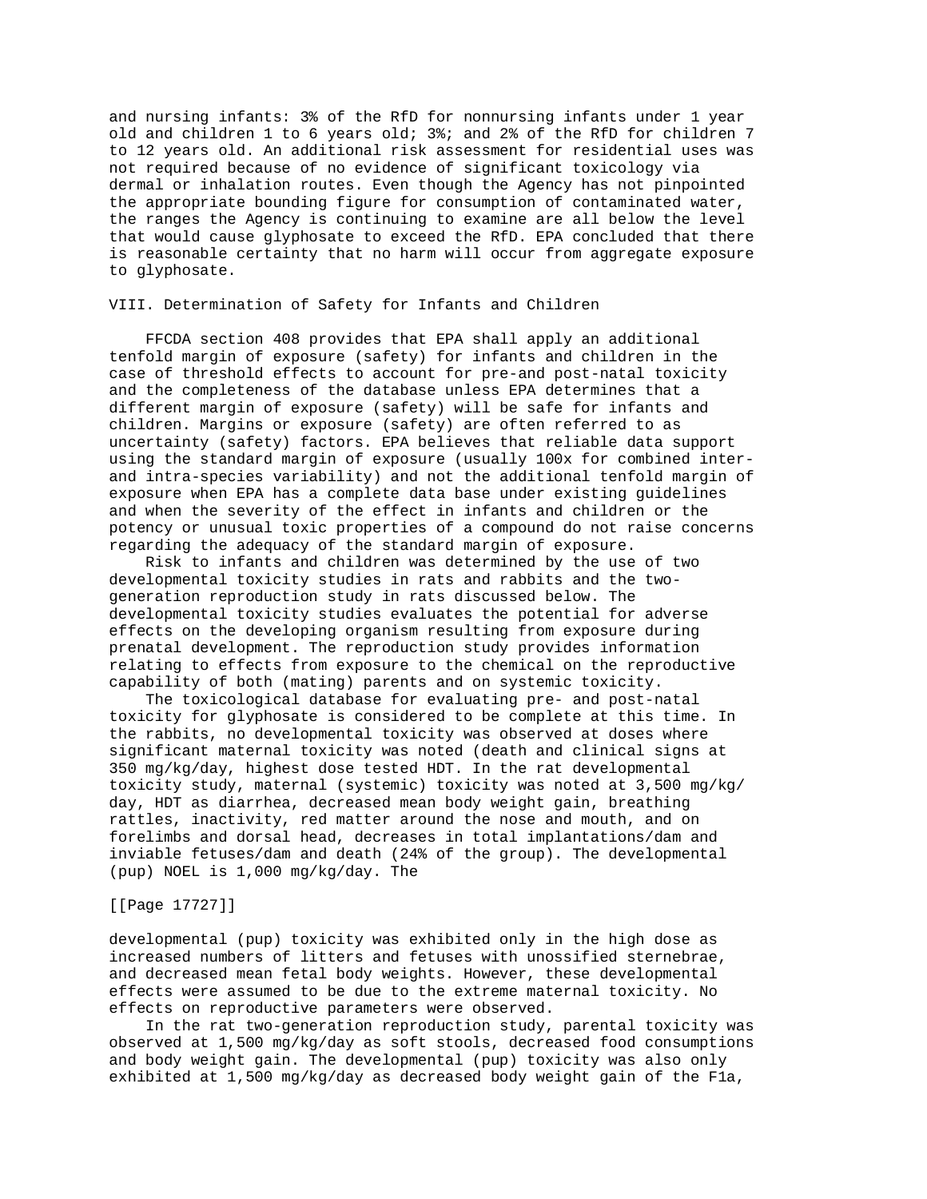and nursing infants: 3% of the RfD for nonnursing infants under 1 year old and children 1 to 6 years old; 3%; and 2% of the RfD for children 7 to 12 years old. An additional risk assessment for residential uses was not required because of no evidence of significant toxicology via dermal or inhalation routes. Even though the Agency has not pinpointed the appropriate bounding figure for consumption of contaminated water, the ranges the Agency is continuing to examine are all below the level that would cause glyphosate to exceed the RfD. EPA concluded that there is reasonable certainty that no harm will occur from aggregate exposure to glyphosate.

## VIII. Determination of Safety for Infants and Children

FFCDA section 408 provides that EPA shall apply an additional tenfold margin of exposure (safety) for infants and children in the case of threshold effects to account for pre-and post-natal toxicity and the completeness of the database unless EPA determines that a different margin of exposure (safety) will be safe for infants and children. Margins or exposure (safety) are often referred to as uncertainty (safety) factors. EPA believes that reliable data support using the standard margin of exposure (usually 100x for combined inter- and intra-species variability) and not the additional tenfold margin of exposure when EPA has a complete data base under existing guidelines and when the severity of the effect in infants and children or the potency or unusual toxic properties of a compound do not raise concerns regarding the adequacy of the standard margin of exposure.

Risk to infants and children was determined by the use of two developmental toxicity studies in rats and rabbits and the two-generation reproduction study in rats discussed below. The developmental toxicity studies evaluates the potential for adverse effects on the developing organism resulting from exposure during prenatal development. The reproduction study provides information relating to effects from exposure to the chemical on the reproductive capability of both (mating) parents and on systemic toxicity.

The toxicological database for evaluating pre- and post-natal toxicity for glyphosate is considered to be complete at this time. In the rabbits, no developmental toxicity was observed at doses where significant maternal toxicity was noted (death and clinical signs at 350 mg/kg/day, highest dose tested HDT. In the rat developmental toxicity study, maternal (systemic) toxicity was noted at 3,500 mg/kg/day, HDT as diarrhea, decreased mean body weight gain, breathing rattles, inactivity, red matter around the nose and mouth, and on forelimbs and dorsal head, decreases in total implantations/dam and inviable fetuses/dam and death (24% of the group). The developmental (pup) NOEL is 1,000 mg/kg/day. The

[[Page 17727]]

developmental (pup) toxicity was exhibited only in the high dose as increased numbers of litters and fetuses with unossified sternebrae, and decreased mean fetal body weights. However, these developmental effects were assumed to be due to the extreme maternal toxicity. No effects on reproductive parameters were observed.

In the rat two-generation reproduction study, parental toxicity was observed at 1,500 mg/kg/day as soft stools, decreased food consumptions and body weight gain. The developmental (pup) toxicity was also only exhibited at 1,500 mg/kg/day as decreased body weight gain of the F1a,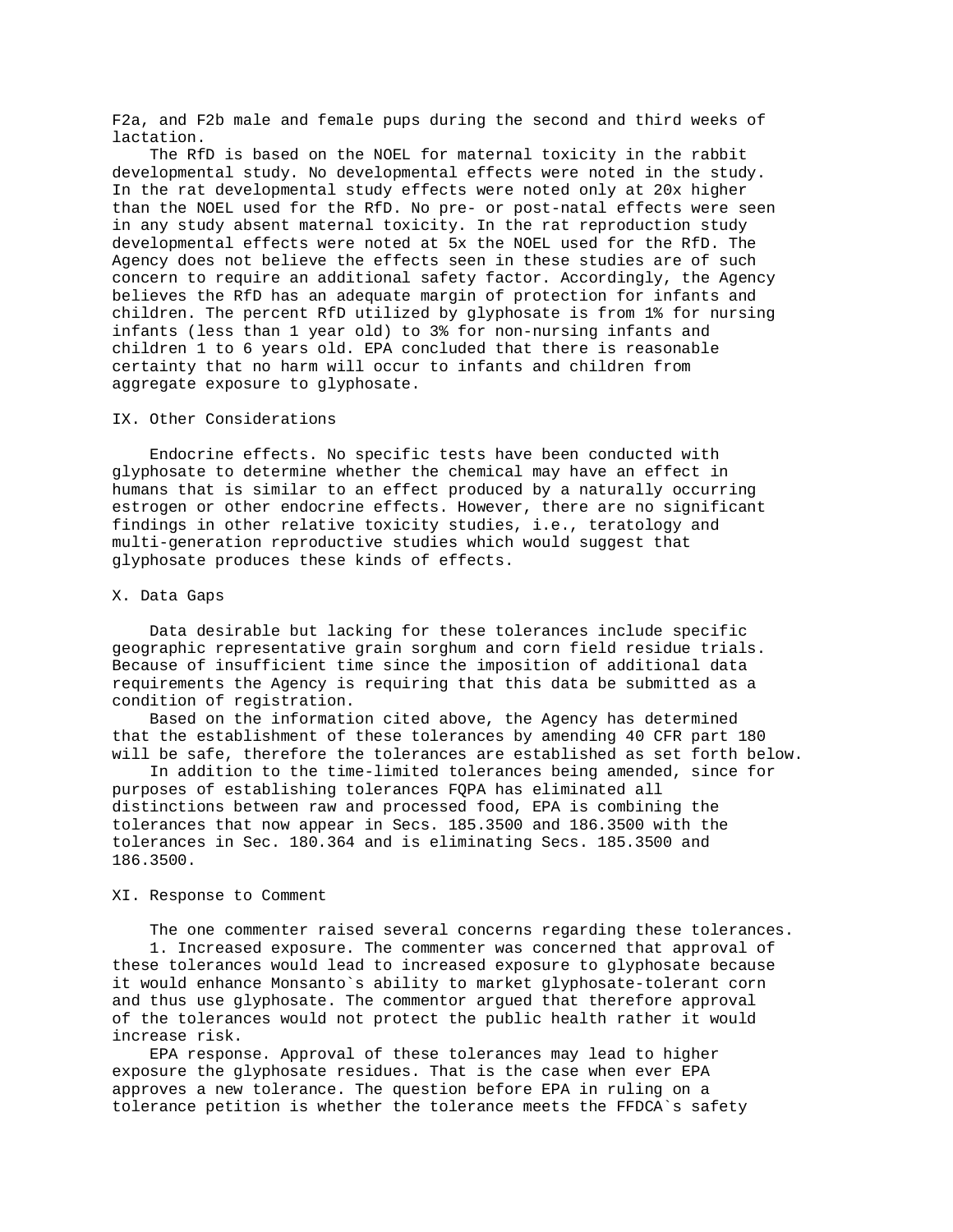F2a, and F2b male and female pups during the second and third weeks of lactation.

The RfD is based on the NOEL for maternal toxicity in the rabbit developmental study. No developmental effects were noted in the study. In the rat developmental study effects were noted only at 20x higher than the NOEL used for the RfD. No pre- or post-natal effects were seen in any study absent maternal toxicity. In the rat reproduction study developmental effects were noted at 5x the NOEL used for the RfD. The Agency does not believe the effects seen in these studies are of such concern to require an additional safety factor. Accordingly, the Agency believes the RfD has an adequate margin of protection for infants and children. The percent RfD utilized by glyphosate is from 1% for nursing infants (less than 1 year old) to 3% for non-nursing infants and children 1 to 6 years old. EPA concluded that there is reasonable certainty that no harm will occur to infants and children from aggregate exposure to glyphosate.

## IX. Other Considerations

Endocrine effects. No specific tests have been conducted with glyphosate to determine whether the chemical may have an effect in humans that is similar to an effect produced by a naturally occurring estrogen or other endocrine effects. However, there are no significant findings in other relative toxicity studies, i.e., teratology and multi-generation reproductive studies which would suggest that glyphosate produces these kinds of effects.

## X. Data Gaps

Data desirable but lacking for these tolerances include specific geographic representative grain sorghum and corn field residue trials. Because of insufficient time since the imposition of additional data requirements the Agency is requiring that this data be submitted as a condition of registration.

Based on the information cited above, the Agency has determined that the establishment of these tolerances by amending 40 CFR part 180 will be safe, therefore the tolerances are established as set forth below.

In addition to the time-limited tolerances being amended, since for purposes of establishing tolerances FQPA has eliminated all distinctions between raw and processed food, EPA is combining the tolerances that now appear in Secs. 185.3500 and 186.3500 with the tolerances in Sec. 180.364 and is eliminating Secs. 185.3500 and 186.3500.

## XI. Response to Comment

The one commenter raised several concerns regarding these tolerances.

1. Increased exposure. The commenter was concerned that approval of these tolerances would lead to increased exposure to glyphosate because it would enhance Monsanto`s ability to market glyphosate-tolerant corn and thus use glyphosate. The commentor argued that therefore approval of the tolerances would not protect the public health rather it would increase risk.

EPA response. Approval of these tolerances may lead to higher exposure the glyphosate residues. That is the case when ever EPA approves a new tolerance. The question before EPA in ruling on a tolerance petition is whether the tolerance meets the FFDCA`s safety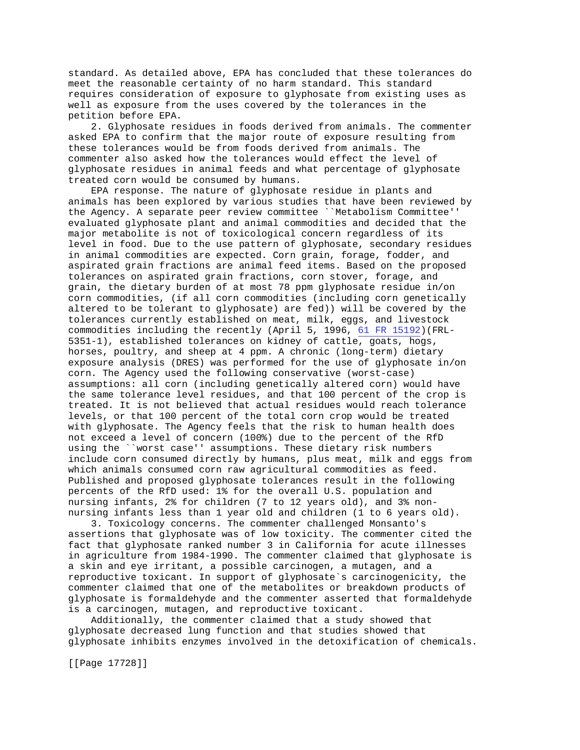standard. As detailed above, EPA has concluded that these tolerances do meet the reasonable certainty of no harm standard. This standard requires consideration of exposure to glyphosate from existing uses as well as exposure from the uses covered by the tolerances in the petition before EPA.

2. Glyphosate residues in foods derived from animals. The commenter asked EPA to confirm that the major route of exposure resulting from these tolerances would be from foods derived from animals. The commenter also asked how the tolerances would effect the level of glyphosate residues in animal feeds and what percentage of glyphosate treated corn would be consumed by humans.

EPA response. The nature of glyphosate residue in plants and animals has been explored by various studies that have been reviewed by the Agency. A separate peer review committee ``Metabolism Committee'' evaluated glyphosate plant and animal commodities and decided that the major metabolite is not of toxicological concern regardless of its level in food. Due to the use pattern of glyphosate, secondary residues in animal commodities are expected. Corn grain, forage, fodder, and aspirated grain fractions are animal feed items. Based on the proposed tolerances on aspirated grain fractions, corn stover, forage, and grain, the dietary burden of at most 78 ppm glyphosate residue in/on corn commodities, (if all corn commodities (including corn genetically altered to be tolerant to glyphosate) are fed)) will be covered by the tolerances currently established on meat, milk, eggs, and livestock commodities including the recently (April 5, 1996, 61 FR 15192)(FRL-5351-1), established tolerances on kidney of cattle, goats, hogs, horses, poultry, and sheep at 4 ppm. A chronic (long-term) dietary exposure analysis (DRES) was performed for the use of glyphosate in/on corn. The Agency used the following conservative (worst-case) assumptions: all corn (including genetically altered corn) would have the same tolerance level residues, and that 100 percent of the crop is treated. It is not believed that actual residues would reach tolerance levels, or that 100 percent of the total corn crop would be treated with glyphosate. The Agency feels that the risk to human health does not exceed a level of concern (100%) due to the percent of the RfD using the ``worst case'' assumptions. These dietary risk numbers include corn consumed directly by humans, plus meat, milk and eggs from which animals consumed corn raw agricultural commodities as feed. Published and proposed glyphosate tolerances result in the following percents of the RfD used: 1% for the overall U.S. population and nursing infants, 2% for children (7 to 12 years old), and 3% non-nursing infants less than 1 year old and children (1 to 6 years old).

3. Toxicology concerns. The commenter challenged Monsanto's assertions that glyphosate was of low toxicity. The commenter cited the fact that glyphosate ranked number 3 in California for acute illnesses in agriculture from 1984-1990. The commenter claimed that glyphosate is a skin and eye irritant, a possible carcinogen, a mutagen, and a reproductive toxicant. In support of glyphosate`s carcinogenicity, the commenter claimed that one of the metabolites or breakdown products of glyphosate is formaldehyde and the commenter asserted that formaldehyde is a carcinogen, mutagen, and reproductive toxicant.

Additionally, the commenter claimed that a study showed that glyphosate decreased lung function and that studies showed that glyphosate inhibits enzymes involved in the detoxification of chemicals.

[[Page 17728]]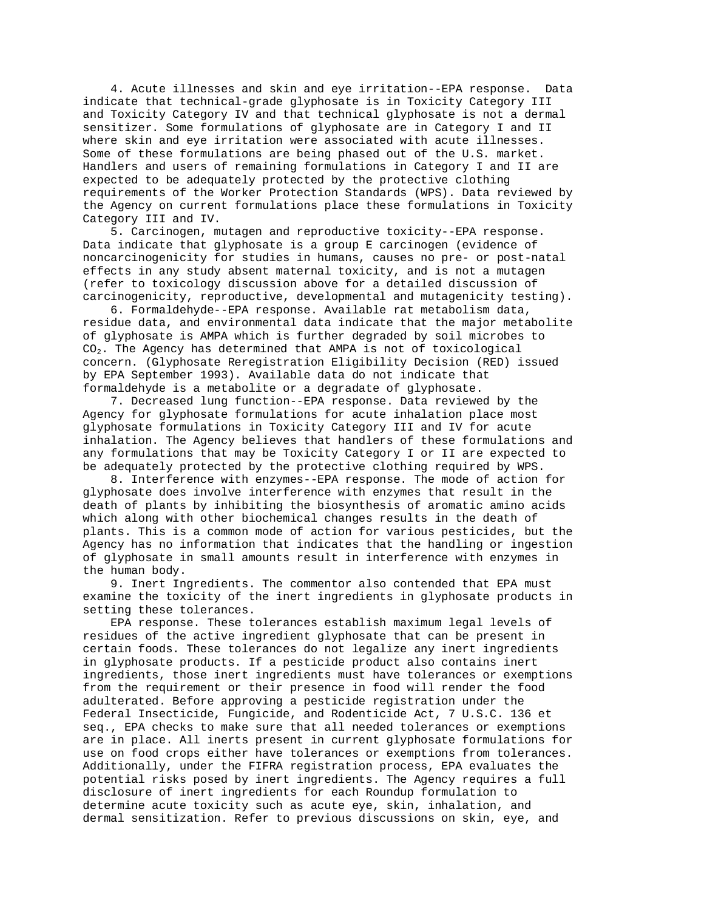4. Acute illnesses and skin and eye irritation--EPA response. Data indicate that technical-grade glyphosate is in Toxicity Category III and Toxicity Category IV and that technical glyphosate is not a dermal sensitizer. Some formulations of glyphosate are in Category I and II where skin and eye irritation were associated with acute illnesses. Some of these formulations are being phased out of the U.S. market. Handlers and users of remaining formulations in Category I and II are expected to be adequately protected by the protective clothing requirements of the Worker Protection Standards (WPS). Data reviewed by the Agency on current formulations place these formulations in Toxicity Category III and IV.

5. Carcinogen, mutagen and reproductive toxicity--EPA response. Data indicate that glyphosate is a group E carcinogen (evidence of noncarcinogenicity for studies in humans, causes no pre- or post-natal effects in any study absent maternal toxicity, and is not a mutagen (refer to toxicology discussion above for a detailed discussion of carcinogenicity, reproductive, developmental and mutagenicity testing).

6. Formaldehyde--EPA response. Available rat metabolism data, residue data, and environmental data indicate that the major metabolite of glyphosate is AMPA which is further degraded by soil microbes to $CO_2$. The Agency has determined that AMPA is not of toxicological concern. (Glyphosate Reregistration Eligibility Decision (RED) issued by EPA September 1993). Available data do not indicate that formaldehyde is a metabolite or a degradate of glyphosate.

7. Decreased lung function--EPA response. Data reviewed by the Agency for glyphosate formulations for acute inhalation place most glyphosate formulations in Toxicity Category III and IV for acute inhalation. The Agency believes that handlers of these formulations and any formulations that may be Toxicity Category I or II are expected to be adequately protected by the protective clothing required by WPS.

8. Interference with enzymes--EPA response. The mode of action for glyphosate does involve interference with enzymes that result in the death of plants by inhibiting the biosynthesis of aromatic amino acids which along with other biochemical changes results in the death of plants. This is a common mode of action for various pesticides, but the Agency has no information that indicates that the handling or ingestion of glyphosate in small amounts result in interference with enzymes in the human body.

9. Inert Ingredients. The commentor also contended that EPA must examine the toxicity of the inert ingredients in glyphosate products in setting these tolerances.

EPA response. These tolerances establish maximum legal levels of residues of the active ingredient glyphosate that can be present in certain foods. These tolerances do not legalize any inert ingredients in glyphosate products. If a pesticide product also contains inert ingredients, those inert ingredients must have tolerances or exemptions from the requirement or their presence in food will render the food adulterated. Before approving a pesticide registration under the Federal Insecticide, Fungicide, and Rodenticide Act, 7 U.S.C. 136 et seq., EPA checks to make sure that all needed tolerances or exemptions are in place. All inerts present in current glyphosate formulations for use on food crops either have tolerances or exemptions from tolerances. Additionally, under the FIFRA registration process, EPA evaluates the potential risks posed by inert ingredients. The Agency requires a full disclosure of inert ingredients for each Roundup formulation to determine acute toxicity such as acute eye, skin, inhalation, and dermal sensitization. Refer to previous discussions on skin, eye, and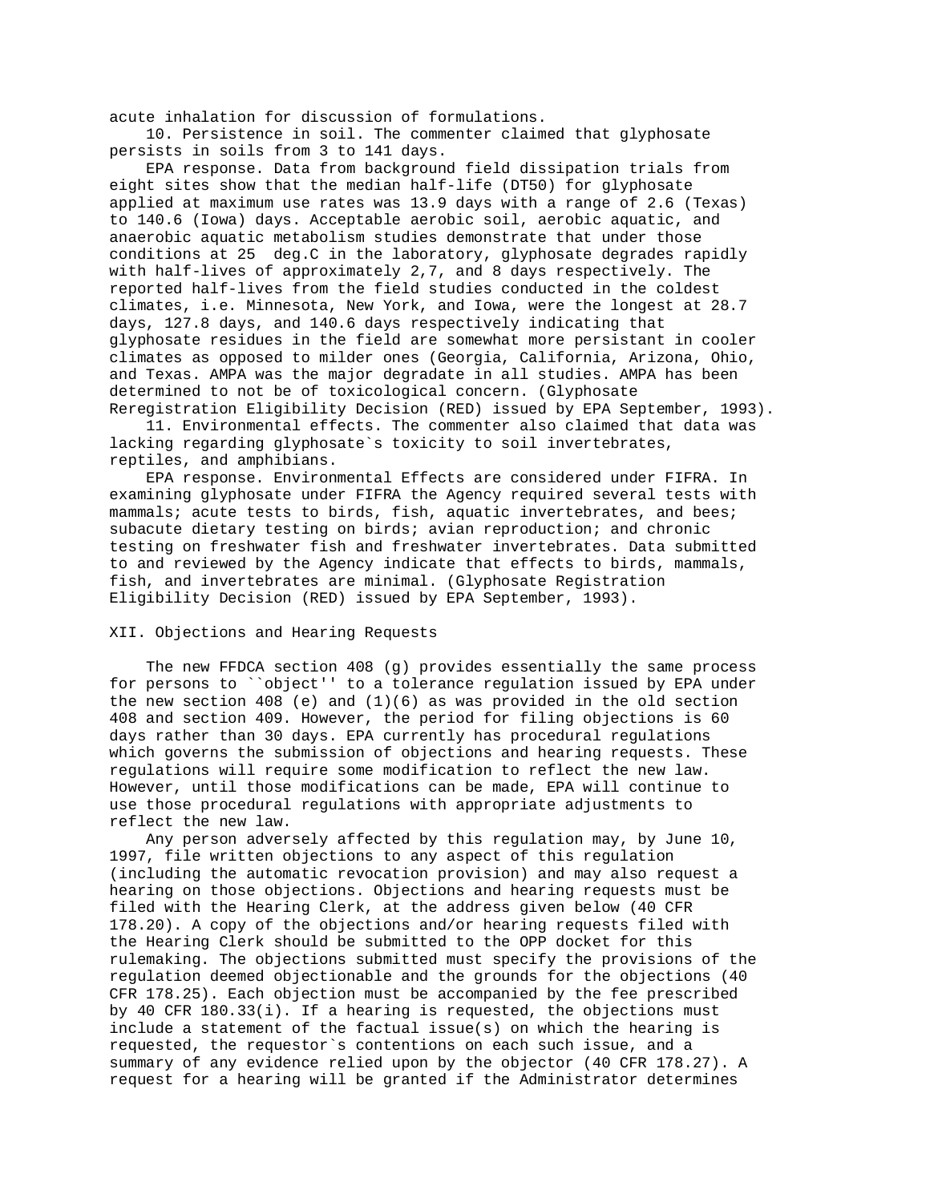acute inhalation for discussion of formulations.

10. Persistence in soil. The commenter claimed that glyphosate persists in soils from 3 to 141 days.

EPA response. Data from background field dissipation trials from eight sites show that the median half-life (DT50) for glyphosate applied at maximum use rates was 13.9 days with a range of 2.6 (Texas) to 140.6 (Iowa) days. Acceptable aerobic soil, aerobic aquatic, and anaerobic aquatic metabolism studies demonstrate that under those conditions at 25 deg.C in the laboratory, glyphosate degrades rapidly with half-lives of approximately 2,7, and 8 days respectively. The reported half-lives from the field studies conducted in the coldest climates, i.e. Minnesota, New York, and Iowa, were the longest at 28.7 days, 127.8 days, and 140.6 days respectively indicating that glyphosate residues in the field are somewhat more persistant in cooler climates as opposed to milder ones (Georgia, California, Arizona, Ohio, and Texas. AMPA was the major degradate in all studies. AMPA has been determined to not be of toxicological concern. (Glyphosate Reregistration Eligibility Decision (RED) issued by EPA September, 1993).

11. Environmental effects. The commenter also claimed that data was lacking regarding glyphosate`s toxicity to soil invertebrates, reptiles, and amphibians.

EPA response. Environmental Effects are considered under FIFRA. In examining glyphosate under FIFRA the Agency required several tests with mammals; acute tests to birds, fish, aquatic invertebrates, and bees; subacute dietary testing on birds; avian reproduction; and chronic testing on freshwater fish and freshwater invertebrates. Data submitted to and reviewed by the Agency indicate that effects to birds, mammals, fish, and invertebrates are minimal. (Glyphosate Registration Eligibility Decision (RED) issued by EPA September, 1993).

## XII. Objections and Hearing Requests

The new FFDCA section 408 (g) provides essentially the same process for persons to ``object'' to a tolerance regulation issued by EPA under the new section 408 (e) and (1)(6) as was provided in the old section 408 and section 409. However, the period for filing objections is 60 days rather than 30 days. EPA currently has procedural regulations which governs the submission of objections and hearing requests. These regulations will require some modification to reflect the new law. However, until those modifications can be made, EPA will continue to use those procedural regulations with appropriate adjustments to reflect the new law.

Any person adversely affected by this regulation may, by June 10, 1997, file written objections to any aspect of this regulation (including the automatic revocation provision) and may also request a hearing on those objections. Objections and hearing requests must be filed with the Hearing Clerk, at the address given below (40 CFR 178.20). A copy of the objections and/or hearing requests filed with the Hearing Clerk should be submitted to the OPP docket for this rulemaking. The objections submitted must specify the provisions of the regulation deemed objectionable and the grounds for the objections (40 CFR 178.25). Each objection must be accompanied by the fee prescribed by 40 CFR 180.33(i). If a hearing is requested, the objections must include a statement of the factual issue(s) on which the hearing is requested, the requestor`s contentions on each such issue, and a summary of any evidence relied upon by the objector (40 CFR 178.27). A request for a hearing will be granted if the Administrator determines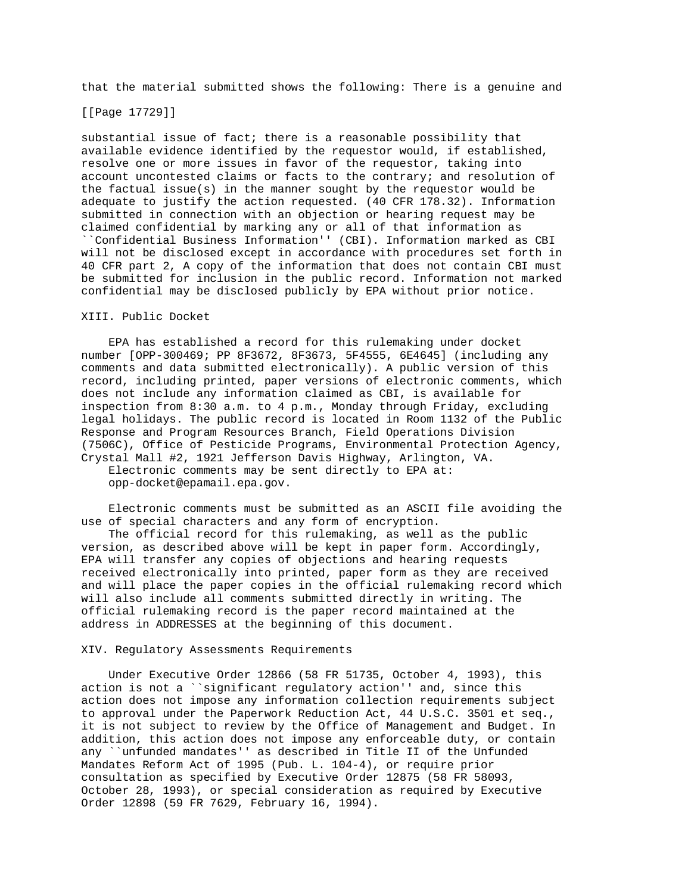that the material submitted shows the following: There is a genuine and

[[Page 17729]]

substantial issue of fact; there is a reasonable possibility that available evidence identified by the requestor would, if established, resolve one or more issues in favor of the requestor, taking into account uncontested claims or facts to the contrary; and resolution of the factual issue(s) in the manner sought by the requestor would be adequate to justify the action requested. (40 CFR 178.32). Information submitted in connection with an objection or hearing request may be claimed confidential by marking any or all of that information as ``Confidential Business Information'' (CBI). Information marked as CBI will not be disclosed except in accordance with procedures set forth in 40 CFR part 2, A copy of the information that does not contain CBI must be submitted for inclusion in the public record. Information not marked confidential may be disclosed publicly by EPA without prior notice.

## XIII. Public Docket

EPA has established a record for this rulemaking under docket number [OPP-300469; PP 8F3672, 8F3673, 5F4555, 6E4645] (including any comments and data submitted electronically). A public version of this record, including printed, paper versions of electronic comments, which does not include any information claimed as CBI, is available for inspection from 8:30 a.m. to 4 p.m., Monday through Friday, excluding legal holidays. The public record is located in Room 1132 of the Public Response and Program Resources Branch, Field Operations Division (7506C), Office of Pesticide Programs, Environmental Protection Agency, Crystal Mall #2, 1921 Jefferson Davis Highway, Arlington, VA.

Electronic comments may be sent directly to EPA at:
opp-docket@epamail.epa.gov.

Electronic comments must be submitted as an ASCII file avoiding the use of special characters and any form of encryption.

The official record for this rulemaking, as well as the public version, as described above will be kept in paper form. Accordingly, EPA will transfer any copies of objections and hearing requests received electronically into printed, paper form as they are received and will place the paper copies in the official rulemaking record which will also include all comments submitted directly in writing. The official rulemaking record is the paper record maintained at the address in ADDRESSES at the beginning of this document.

## XIV. Regulatory Assessments Requirements

Under Executive Order 12866 (58 FR 51735, October 4, 1993), this action is not a ``significant regulatory action'' and, since this action does not impose any information collection requirements subject to approval under the Paperwork Reduction Act, 44 U.S.C. 3501 et seq., it is not subject to review by the Office of Management and Budget. In addition, this action does not impose any enforceable duty, or contain any ``unfunded mandates'' as described in Title II of the Unfunded Mandates Reform Act of 1995 (Pub. L. 104-4), or require prior consultation as specified by Executive Order 12875 (58 FR 58093, October 28, 1993), or special consideration as required by Executive Order 12898 (59 FR 7629, February 16, 1994).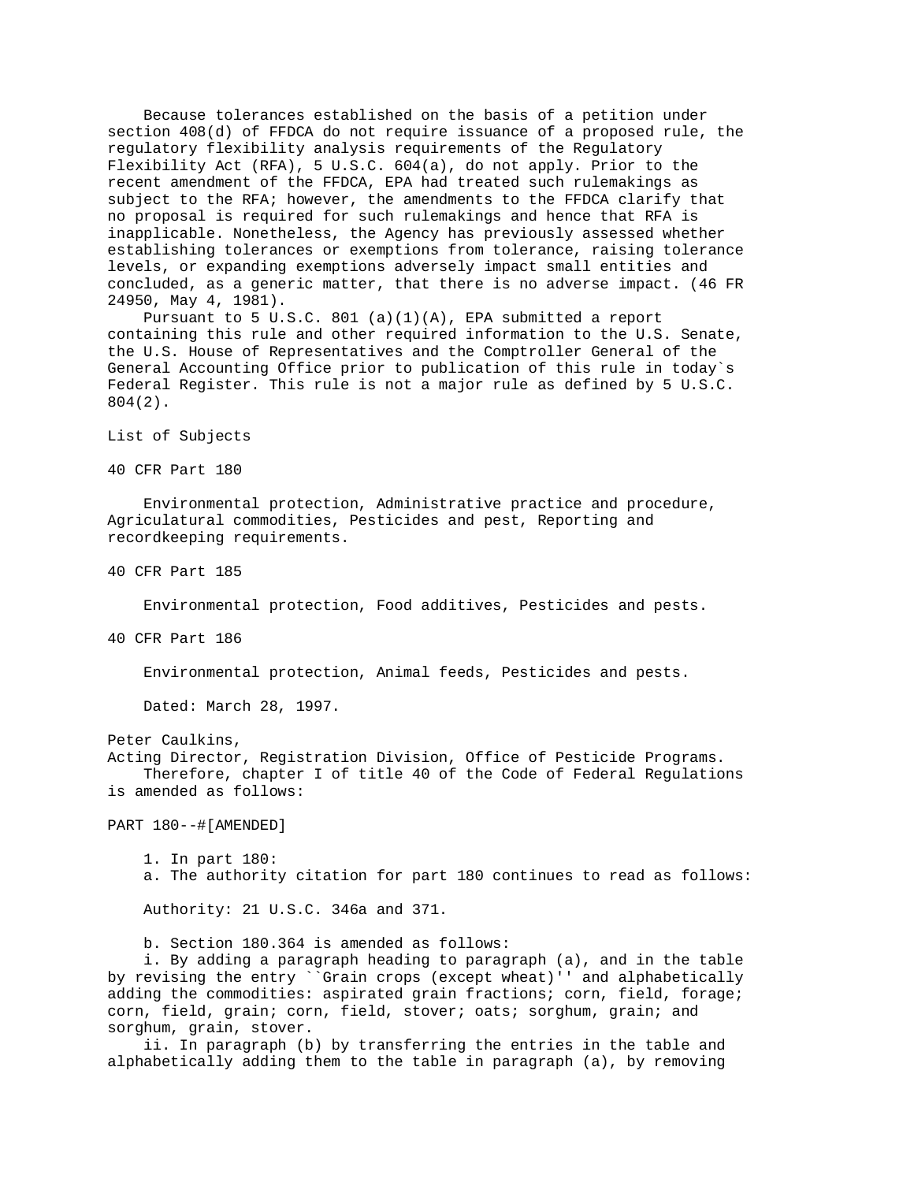Because tolerances established on the basis of a petition under section 408(d) of FFDCA do not require issuance of a proposed rule, the regulatory flexibility analysis requirements of the Regulatory Flexibility Act (RFA), 5 U.S.C. 604(a), do not apply. Prior to the recent amendment of the FFDCA, EPA had treated such rulemakings as subject to the RFA; however, the amendments to the FFDCA clarify that no proposal is required for such rulemakings and hence that RFA is inapplicable. Nonetheless, the Agency has previously assessed whether establishing tolerances or exemptions from tolerance, raising tolerance levels, or expanding exemptions adversely impact small entities and concluded, as a generic matter, that there is no adverse impact. (46 FR 24950, May 4, 1981).

Pursuant to 5 U.S.C. 801 (a)(1)(A), EPA submitted a report containing this rule and other required information to the U.S. Senate, the U.S. House of Representatives and the Comptroller General of the General Accounting Office prior to publication of this rule in today`s Federal Register. This rule is not a major rule as defined by 5 U.S.C. 804(2).

List of Subjects

40 CFR Part 180

Environmental protection, Administrative practice and procedure, Agriculatural commodities, Pesticides and pest, Reporting and recordkeeping requirements.

40 CFR Part 185

Environmental protection, Food additives, Pesticides and pests.

40 CFR Part 186

Environmental protection, Animal feeds, Pesticides and pests.

Dated: March 28, 1997.

Peter Caulkins,
Acting Director, Registration Division, Office of Pesticide Programs.

Therefore, chapter I of title 40 of the Code of Federal Regulations is amended as follows:

PART 180--#[AMENDED]

1. In part 180:

a. The authority citation for part 180 continues to read as follows:

Authority: 21 U.S.C. 346a and 371.

b. Section 180.364 is amended as follows:

i. By adding a paragraph heading to paragraph (a), and in the table by revising the entry ``Grain crops (except wheat)'' and alphabetically adding the commodities: aspirated grain fractions; corn, field, forage; corn, field, grain; corn, field, stover; oats; sorghum, grain; and sorghum, grain, stover.

ii. In paragraph (b) by transferring the entries in the table and alphabetically adding them to the table in paragraph (a), by removing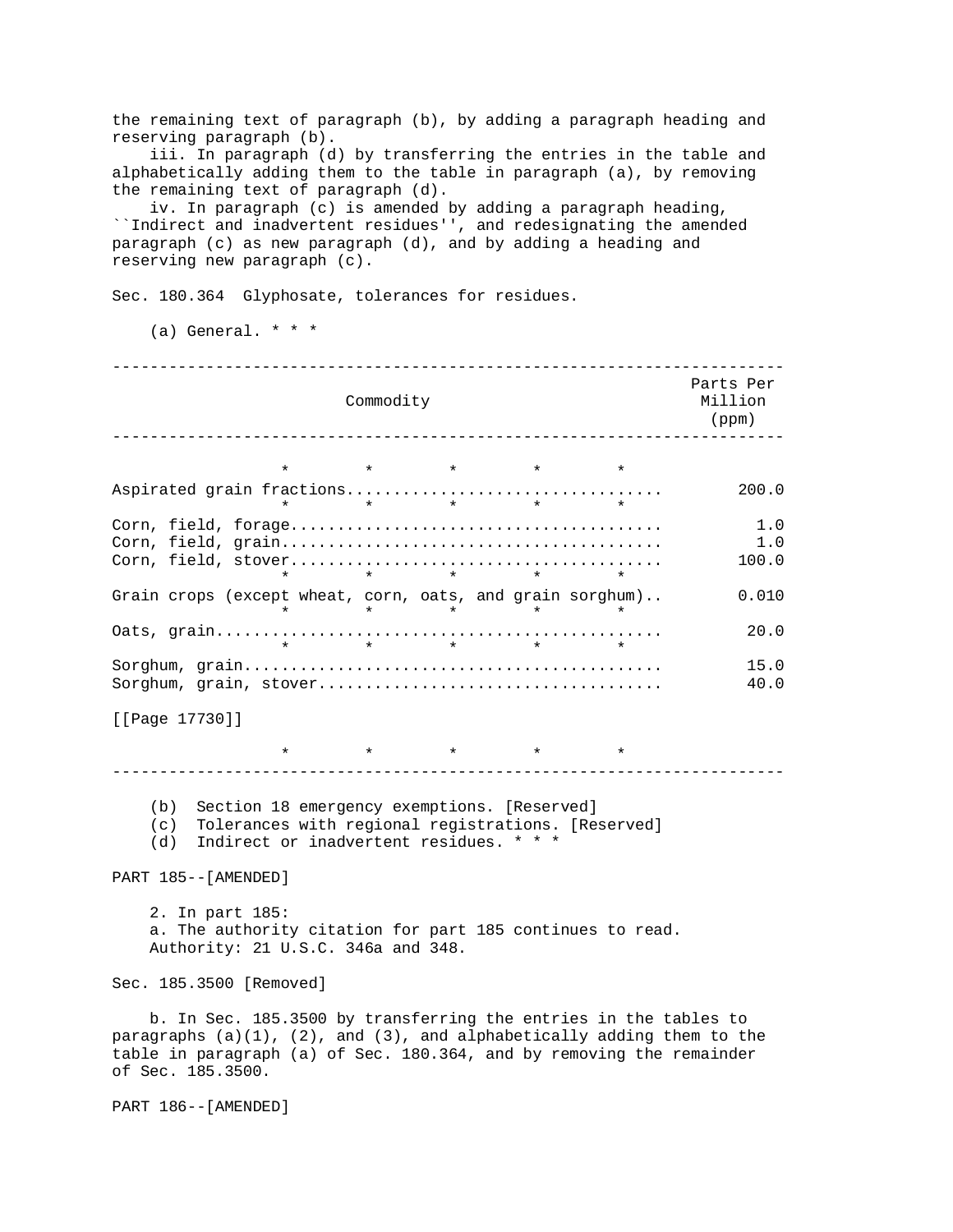the remaining text of paragraph (b), by adding a paragraph heading and reserving paragraph (b).

iii. In paragraph (d) by transferring the entries in the table and alphabetically adding them to the table in paragraph (a), by removing the remaining text of paragraph (d).

iv. In paragraph (c) is amended by adding a paragraph heading, ``Indirect and inadvertent residues'', and redesignating the amended paragraph (c) as new paragraph (d), and by adding a heading and reserving new paragraph (c).

Sec. 180.364 Glyphosate, tolerances for residues.

(a) General. * * *

| Commodity | Parts Per Million (ppm) |
|---|---|
| * * * * * | |
| Aspirated grain fractions | 200.0 |
| * * * * * | |
| Corn, field, forage | 1.0 |
| Corn, field, grain | 1.0 |
| Corn, field, stover | 100.0 |
| * * * * * | |
| Grain crops (except wheat, corn, oats, and grain sorghum) | 0.010 |
| * * * * * | |
| Oats, grain | 20.0 |
| * * * * * | |
| Sorghum, grain | 15.0 |
| Sorghum, grain, stover | 40.0 |
| * * * * * | |

(b) Section 18 emergency exemptions. [Reserved]
(c) Tolerances with regional registrations. [Reserved]
(d) Indirect or inadvertent residues. * * *

PART 185--[AMENDED]

2. In part 185:
a. The authority citation for part 185 continues to read.
Authority: 21 U.S.C. 346a and 348.

Sec. 185.3500 [Removed]

b. In Sec. 185.3500 by transferring the entries in the tables to paragraphs (a)(1), (2), and (3), and alphabetically adding them to the table in paragraph (a) of Sec. 180.364, and by removing the remainder of Sec. 185.3500.

PART 186--[AMENDED]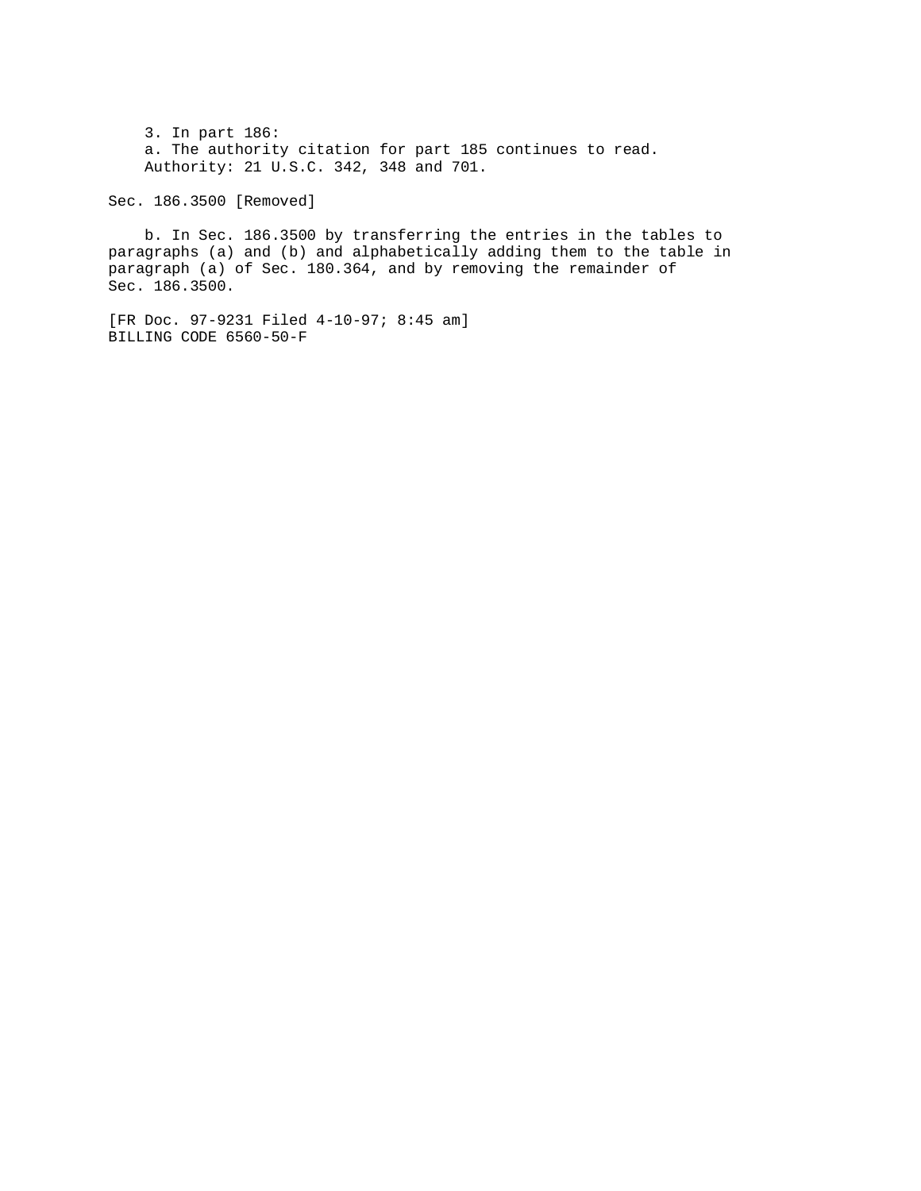3. In part 186:

a. The authority citation for part 185 continues to read.

Authority: 21 U.S.C. 342, 348 and 701.

Sec. 186.3500 [Removed]

b. In Sec. 186.3500 by transferring the entries in the tables to paragraphs (a) and (b) and alphabetically adding them to the table in paragraph (a) of Sec. 180.364, and by removing the remainder of Sec. 186.3500.

[FR Doc. 97-9231 Filed 4-10-97; 8:45 am]
BILLING CODE 6560-50-F